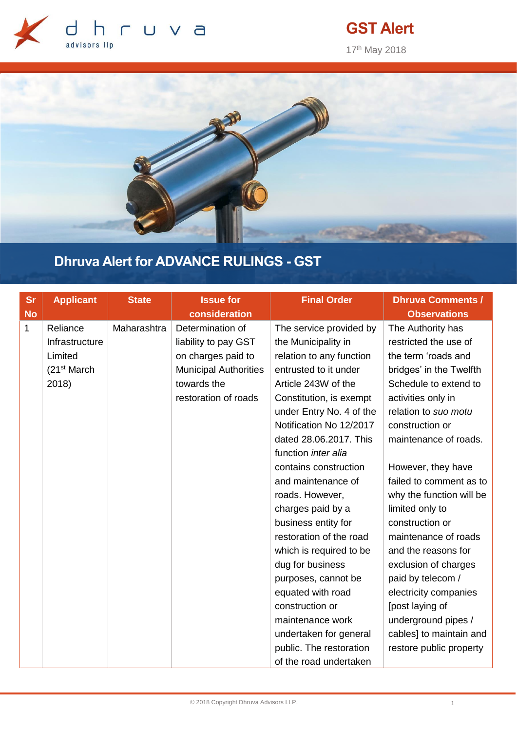GST Alert

17th May 2018

# Dhruva Alert for ADVANCE RULINGS - GST

| Sr No | Applicant | State | Issue for consideration | Final Order | Dhruva Comments / Observations |
|---|---|---|---|---|---|
| 1 | Reliance Infrastructure Limited (21st March 2018) | Maharashtra | Determination of liability to pay GST on charges paid to Municipal Authorities towards the restoration of roads | The service provided by the Municipality in relation to any function entrusted to it under Article 243W of the Constitution, is exempt under Entry No. 4 of the Notification No 12/2017 dated 28.06.2017. This function *inter alia* contains construction and maintenance of roads. However, charges paid by a business entity for restoration of the road which is required to be dug for business purposes, cannot be equated with road construction or maintenance work undertaken for general public. The restoration of the road undertaken | The Authority has restricted the use of the term 'roads and bridges' in the Twelfth Schedule to extend to activities only in relation to *suo motu* construction or maintenance of roads.<br><br>However, they have failed to comment as to why the function will be limited only to construction or maintenance of roads and the reasons for exclusion of charges paid by telecom / electricity companies [post laying of underground pipes / cables] to maintain and restore public property |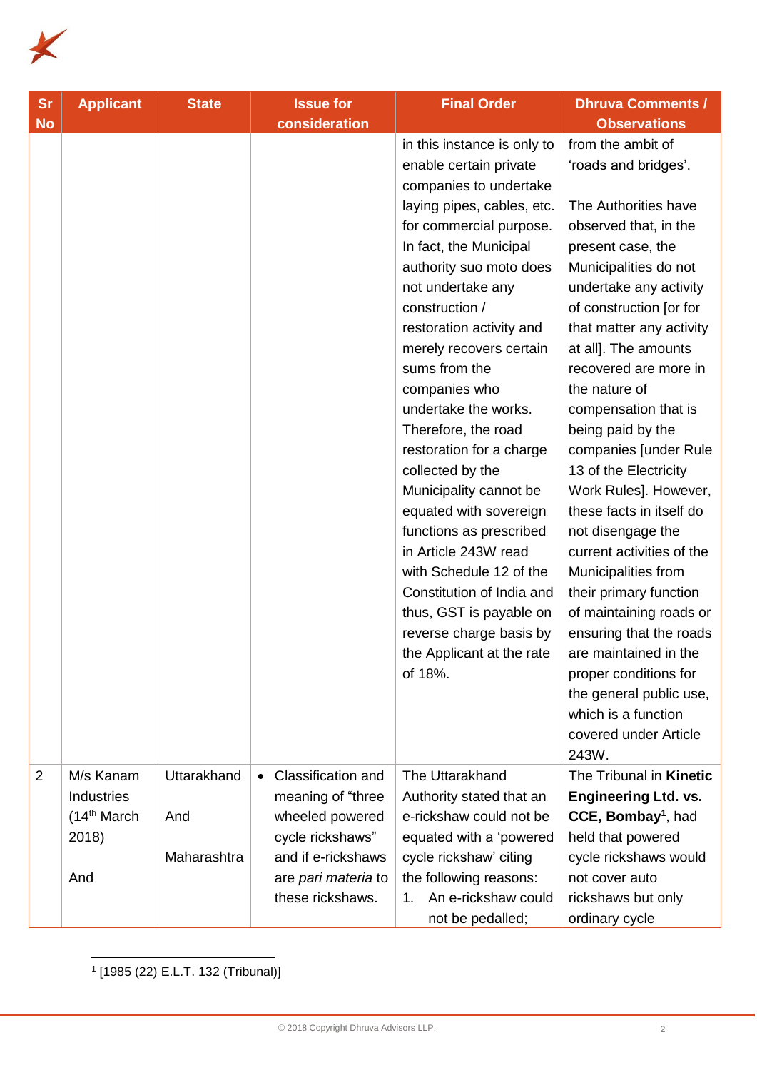| Sr No | Applicant | State | Issue for consideration | Final Order | Dhruva Comments / Observations |
|---|---|---|---|---|---|
| | | | | in this instance is only to enable certain private companies to undertake laying pipes, cables, etc. for commercial purpose. In fact, the Municipal authority suo moto does not undertake any construction / restoration activity and merely recovers certain sums from the companies who undertake the works. Therefore, the road restoration for a charge collected by the Municipality cannot be equated with sovereign functions as prescribed in Article 243W read with Schedule 12 of the Constitution of India and thus, GST is payable on reverse charge basis by the Applicant at the rate of 18%. | from the ambit of 'roads and bridges'.<br><br>The Authorities have observed that, in the present case, the Municipalities do not undertake any activity of construction [or for that matter any activity at all]. The amounts recovered are more in the nature of compensation that is being paid by the companies [under Rule 13 of the Electricity Work Rules]. However, these facts in itself do not disengage the current activities of the Municipalities from their primary function of maintaining roads or ensuring that the roads are maintained in the proper conditions for the general public use, which is a function covered under Article 243W. |
| 2 | M/s Kanam Industries (14th March 2018)<br><br>And | Uttarakhand<br><br>And<br><br>Maharashtra | • Classification and meaning of "three wheeled powered cycle rickshaws" and if e-rickshaws are *pari materia* to these rickshaws. | The Uttarakhand Authority stated that an e-rickshaw could not be equated with a 'powered cycle rickshaw' citing the following reasons:<br>1. An e-rickshaw could not be pedalled; | The Tribunal in **Kinetic Engineering Ltd. vs. CCE, Bombay**[1], had held that powered cycle rickshaws would not cover auto rickshaws but only ordinary cycle |

[1] [1985 (22) E.L.T. 132 (Tribunal)]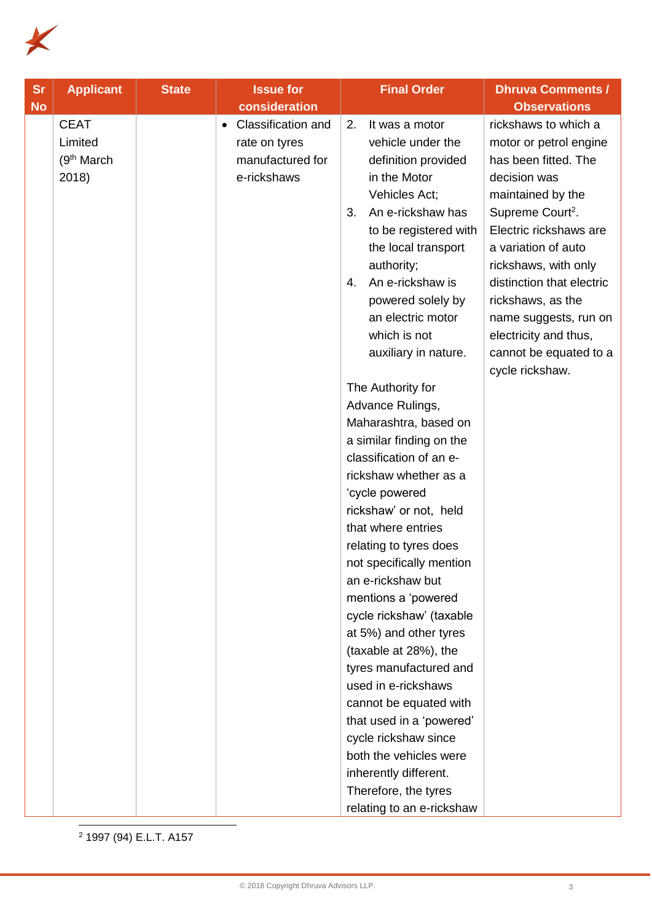| Sr No | Applicant | State | Issue for consideration | Final Order | Dhruva Comments / Observations |
|---|---|---|---|---|---|
| | CEAT Limited (9th March 2018) | | • Classification and rate on tyres manufactured for e-rickshaws | 2. It was a motor vehicle under the definition provided in the Motor Vehicles Act;<br>3. An e-rickshaw has to be registered with the local transport authority;<br>4. An e-rickshaw is powered solely by an electric motor which is not auxiliary in nature.<br><br>The Authority for Advance Rulings, Maharashtra, based on a similar finding on the classification of an e-rickshaw whether as a 'cycle powered rickshaw' or not, held that where entries relating to tyres does not specifically mention an e-rickshaw but mentions a 'powered cycle rickshaw' (taxable at 5%) and other tyres (taxable at 28%), the tyres manufactured and used in e-rickshaws cannot be equated with that used in a 'powered' cycle rickshaw since both the vehicles were inherently different. Therefore, the tyres relating to an e-rickshaw | rickshaws to which a motor or petrol engine has been fitted. The decision was maintained by the Supreme Court[2]. Electric rickshaws are a variation of auto rickshaws, with only distinction that electric rickshaws, as the name suggests, run on electricity and thus, cannot be equated to a cycle rickshaw. |

[2] 1997 (94) E.L.T. A157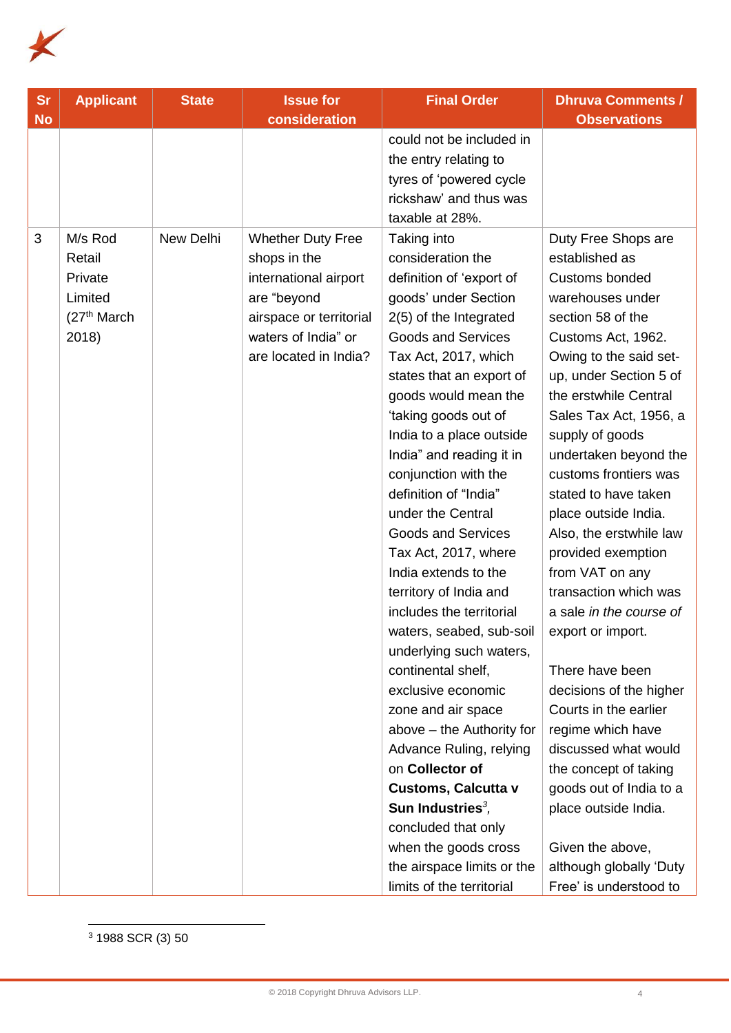| Sr No | Applicant | State | Issue for consideration | Final Order | Dhruva Comments / Observations |
|---|---|---|---|---|---|
| | | | | could not be included in the entry relating to tyres of 'powered cycle rickshaw' and thus was taxable at 28%. | |
| 3 | M/s Rod Retail Private Limited (27th March 2018) | New Delhi | Whether Duty Free shops in the international airport are "beyond airspace or territorial waters of India" or are located in India? | Taking into consideration the definition of 'export of goods' under Section 2(5) of the Integrated Goods and Services Tax Act, 2017, which states that an export of goods would mean the 'taking goods out of India to a place outside India" and reading it in conjunction with the definition of "India" under the Central Goods and Services Tax Act, 2017, where India extends to the territory of India and includes the territorial waters, seabed, sub-soil underlying such waters, continental shelf, exclusive economic zone and air space above – the Authority for Advance Ruling, relying on **Collector of Customs, Calcutta v Sun Industries**[3], concluded that only when the goods cross the airspace limits or the limits of the territorial | Duty Free Shops are established as Customs bonded warehouses under section 58 of the Customs Act, 1962. Owing to the said set-up, under Section 5 of the erstwhile Central Sales Tax Act, 1956, a supply of goods undertaken beyond the customs frontiers was stated to have taken place outside India. Also, the erstwhile law provided exemption from VAT on any transaction which was a sale *in the course of* export or import.<br><br>There have been decisions of the higher Courts in the earlier regime which have discussed what would the concept of taking goods out of India to a place outside India.<br><br>Given the above, although globally 'Duty Free' is understood to |

[3] 1988 SCR (3) 50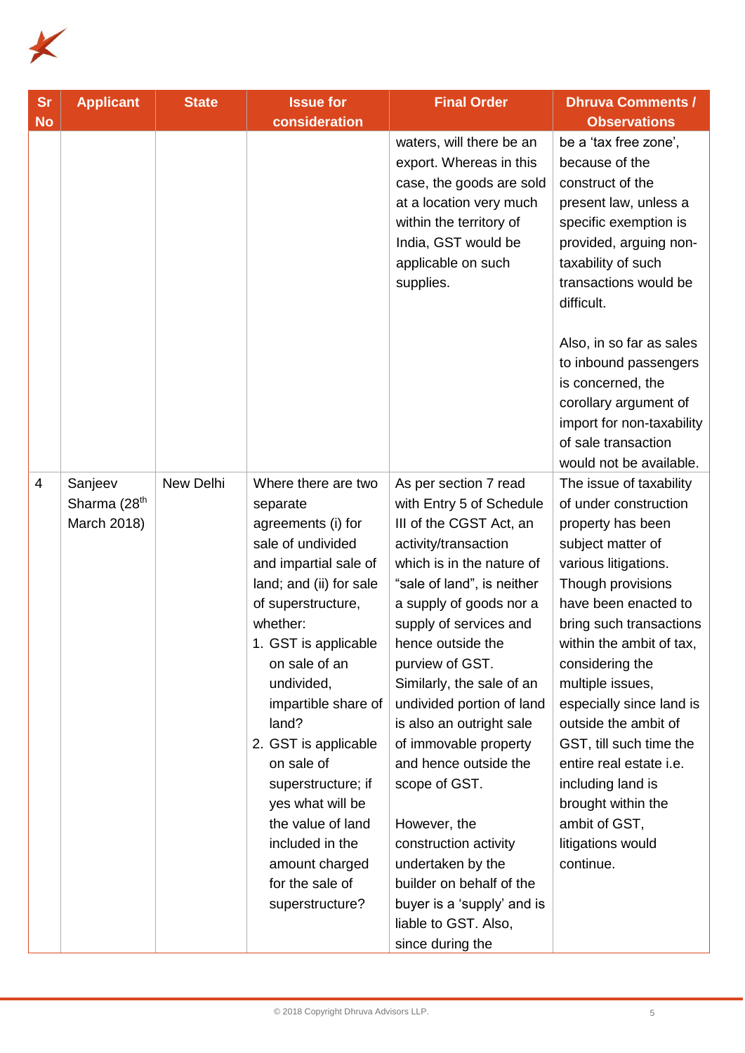| Sr No | Applicant | State | Issue for consideration | Final Order | Dhruva Comments / Observations |
|---|---|---|---|---|---|
| | | | | waters, will there be an export. Whereas in this case, the goods are sold at a location very much within the territory of India, GST would be applicable on such supplies. | be a 'tax free zone', because of the construct of the present law, unless a specific exemption is provided, arguing non-taxability of such transactions would be difficult.<br><br>Also, in so far as sales to inbound passengers is concerned, the corollary argument of import for non-taxability of sale transaction would not be available. |
| 4 | Sanjeev Sharma (28th March 2018) | New Delhi | Where there are two separate agreements (i) for sale of undivided and impartial sale of land; and (ii) for sale of superstructure, whether:<br>1. GST is applicable on sale of an undivided, impartible share of land?<br>2. GST is applicable on sale of superstructure; if yes what will be the value of land included in the amount charged for the sale of superstructure? | As per section 7 read with Entry 5 of Schedule III of the CGST Act, an activity/transaction which is in the nature of "sale of land", is neither a supply of goods nor a supply of services and hence outside the purview of GST. Similarly, the sale of an undivided portion of land is also an outright sale of immovable property and hence outside the scope of GST.<br><br>However, the construction activity undertaken by the builder on behalf of the buyer is a 'supply' and is liable to GST. Also, since during the | The issue of taxability of under construction property has been subject matter of various litigations. Though provisions have been enacted to bring such transactions within the ambit of tax, considering the multiple issues, especially since land is outside the ambit of GST, till such time the entire real estate i.e. including land is brought within the ambit of GST, litigations would continue. |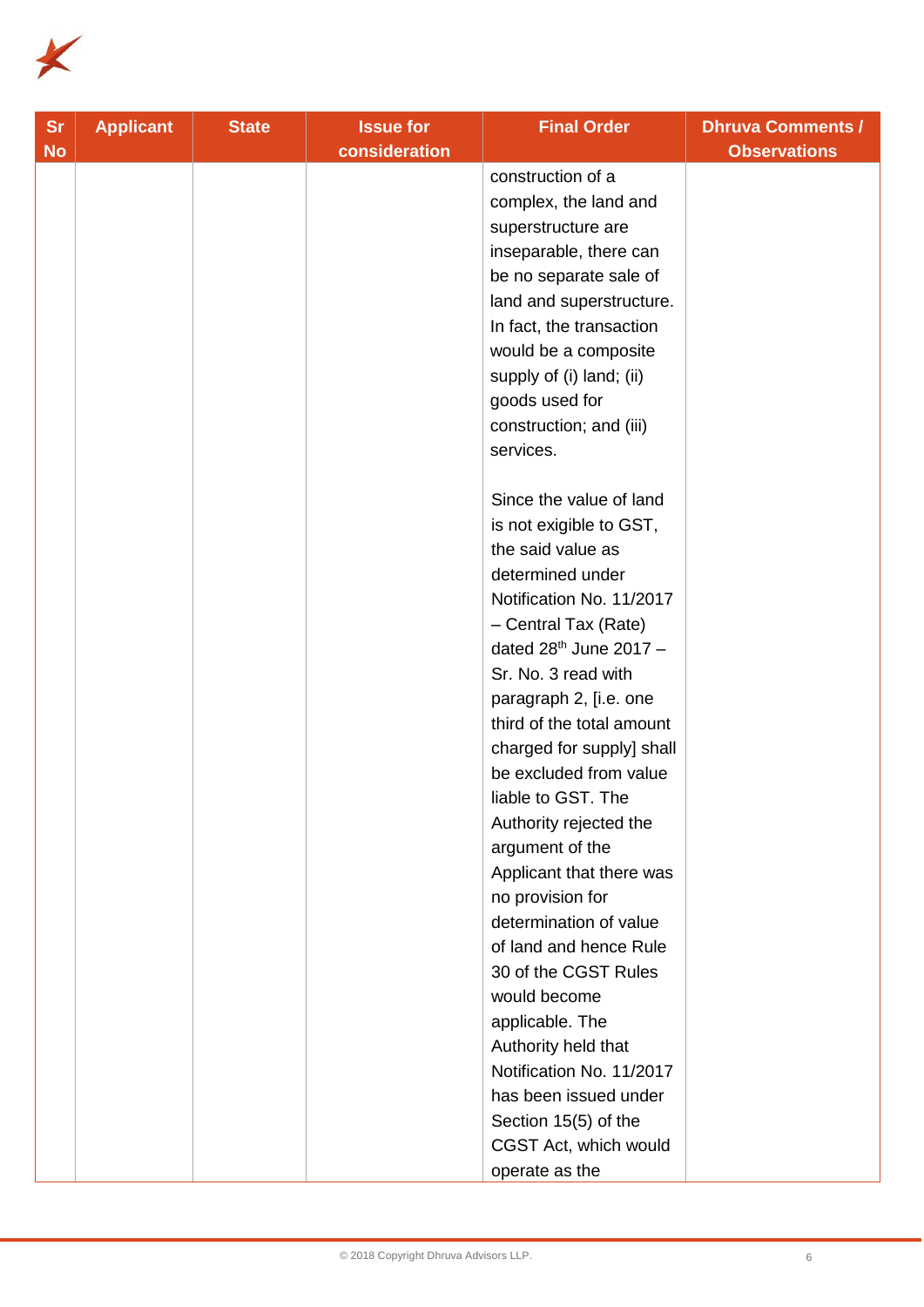| Sr No | Applicant | State | Issue for consideration | Final Order | Dhruva Comments / Observations |
|---|---|---|---|---|---|
| | | | | construction of a complex, the land and superstructure are inseparable, there can be no separate sale of land and superstructure. In fact, the transaction would be a composite supply of (i) land; (ii) goods used for construction; and (iii) services.<br><br>Since the value of land is not exigible to GST, the said value as determined under Notification No. 11/2017 – Central Tax (Rate) dated 28th June 2017 – Sr. No. 3 read with paragraph 2, [i.e. one third of the total amount charged for supply] shall be excluded from value liable to GST. The Authority rejected the argument of the Applicant that there was no provision for determination of value of land and hence Rule 30 of the CGST Rules would become applicable. The Authority held that Notification No. 11/2017 has been issued under Section 15(5) of the CGST Act, which would operate as the | |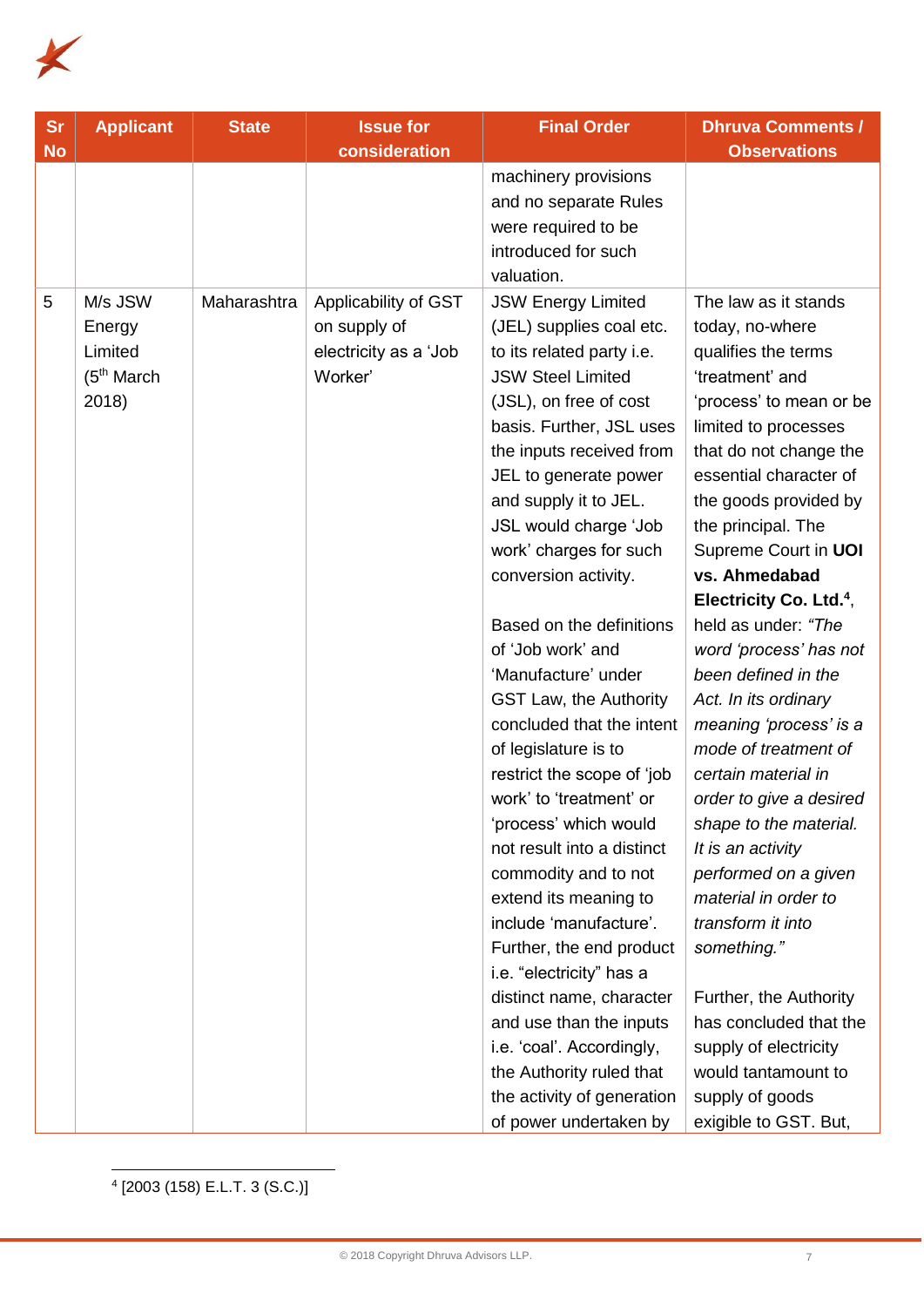| Sr No | Applicant | State | Issue for consideration | Final Order | Dhruva Comments / Observations |
|---|---|---|---|---|---|
| | | | | machinery provisions and no separate Rules were required to be introduced for such valuation. | |
| 5 | M/s JSW Energy Limited (5th March 2018) | Maharashtra | Applicability of GST on supply of electricity as a 'Job Worker' | JSW Energy Limited (JEL) supplies coal etc. to its related party i.e. JSW Steel Limited (JSL), on free of cost basis. Further, JSL uses the inputs received from JEL to generate power and supply it to JEL. JSL would charge 'Job work' charges for such conversion activity.<br><br>Based on the definitions of 'Job work' and 'Manufacture' under GST Law, the Authority concluded that the intent of legislature is to restrict the scope of 'job work' to 'treatment' or 'process' which would not result into a distinct commodity and to not extend its meaning to include 'manufacture'. Further, the end product i.e. "electricity" has a distinct name, character and use than the inputs i.e. 'coal'. Accordingly, the Authority ruled that the activity of generation of power undertaken by | The law as it stands today, no-where qualifies the terms 'treatment' and 'process' to mean or be limited to processes that do not change the essential character of the goods provided by the principal. The Supreme Court in **UOI vs. Ahmedabad Electricity Co. Ltd.**[4], held as under: *"The word 'process' has not been defined in the Act. In its ordinary meaning 'process' is a mode of treatment of certain material in order to give a desired shape to the material. It is an activity performed on a given material in order to transform it into something."*<br><br>Further, the Authority has concluded that the supply of electricity would tantamount to supply of goods exigible to GST. But, |

[4] [2003 (158) E.L.T. 3 (S.C.)]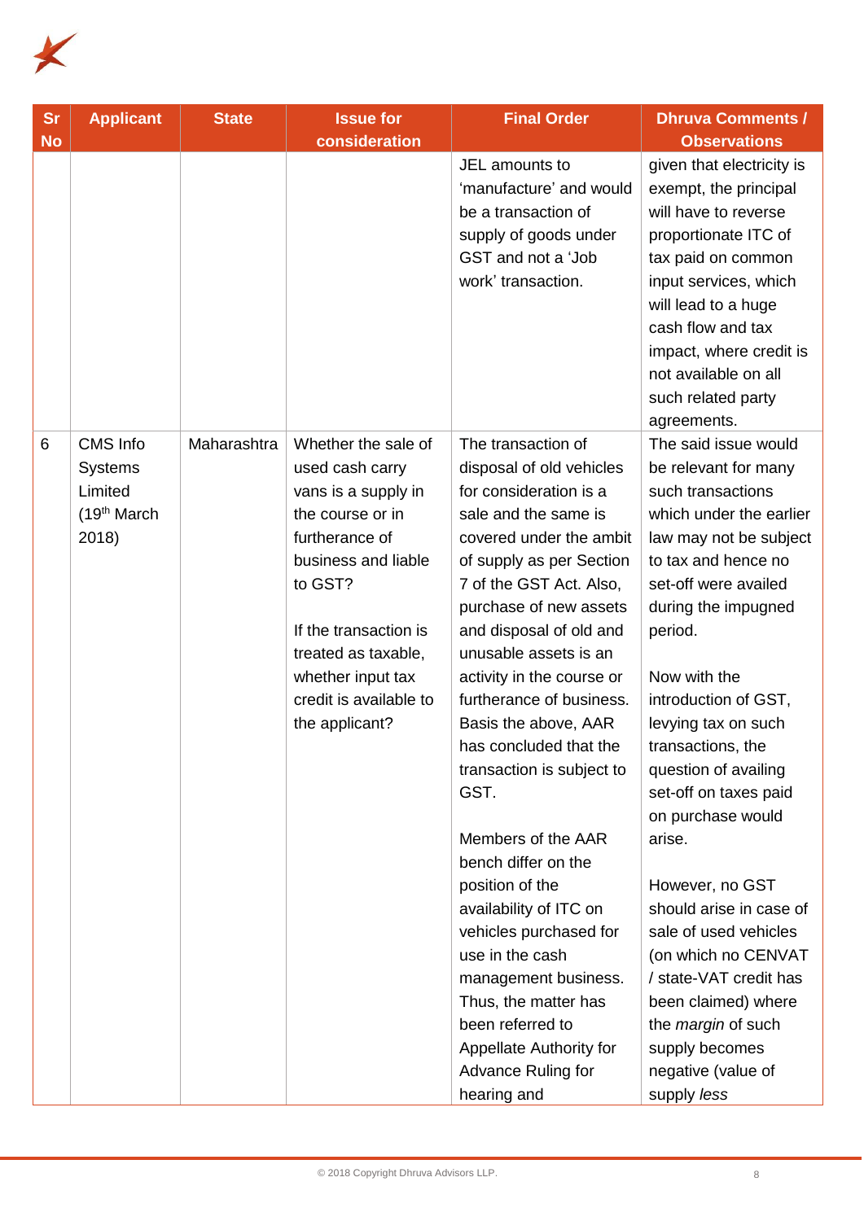| Sr No | Applicant | State | Issue for consideration | Final Order | Dhruva Comments / Observations |
|---|---|---|---|---|---|
| | | | | JEL amounts to 'manufacture' and would be a transaction of supply of goods under GST and not a 'Job work' transaction. | given that electricity is exempt, the principal will have to reverse proportionate ITC of tax paid on common input services, which will lead to a huge cash flow and tax impact, where credit is not available on all such related party agreements. |
| 6 | CMS Info Systems Limited (19th March 2018) | Maharashtra | Whether the sale of used cash carry vans is a supply in the course or in furtherance of business and liable to GST?<br><br>If the transaction is treated as taxable, whether input tax credit is available to the applicant? | The transaction of disposal of old vehicles for consideration is a sale and the same is covered under the ambit of supply as per Section 7 of the GST Act. Also, purchase of new assets and disposal of old and unusable assets is an activity in the course or furtherance of business. Basis the above, AAR has concluded that the transaction is subject to GST.<br><br>Members of the AAR bench differ on the position of the availability of ITC on vehicles purchased for use in the cash management business. Thus, the matter has been referred to Appellate Authority for Advance Ruling for hearing and | The said issue would be relevant for many such transactions which under the earlier law may not be subject to tax and hence no set-off were availed during the impugned period.<br><br>Now with the introduction of GST, levying tax on such transactions, the question of availing set-off on taxes paid on purchase would arise.<br><br>However, no GST should arise in case of sale of used vehicles (on which no CENVAT / state-VAT credit has been claimed) where the *margin* of such supply becomes negative (value of supply *less* |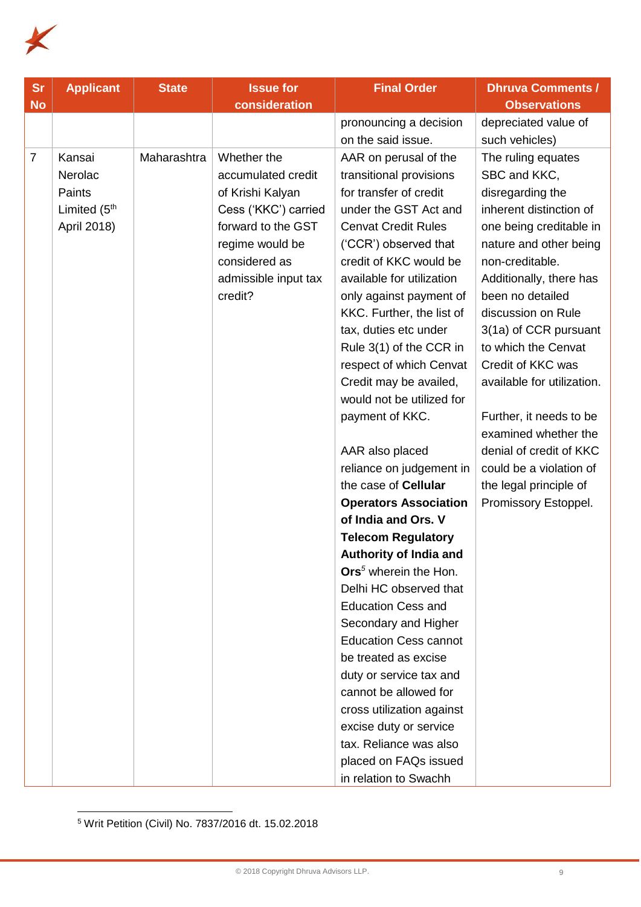| Sr No | Applicant | State | Issue for consideration | Final Order | Dhruva Comments / Observations |
|---|---|---|---|---|---|
| | | | | pronouncing a decision on the said issue. | depreciated value of such vehicles) |
| 7 | Kansai Nerolac Paints Limited (5th April 2018) | Maharashtra | Whether the accumulated credit of Krishi Kalyan Cess ('KKC') carried forward to the GST regime would be considered as admissible input tax credit? | AAR on perusal of the transitional provisions for transfer of credit under the GST Act and Cenvat Credit Rules ('CCR') observed that credit of KKC would be available for utilization only against payment of KKC. Further, the list of tax, duties etc under Rule 3(1) of the CCR in respect of which Cenvat Credit may be availed, would not be utilized for payment of KKC.<br><br>AAR also placed reliance on judgement in the case of **Cellular Operators Association of India and Ors. V Telecom Regulatory Authority of India and Ors**[5] wherein the Hon. Delhi HC observed that Education Cess and Secondary and Higher Education Cess cannot be treated as excise duty or service tax and cannot be allowed for cross utilization against excise duty or service tax. Reliance was also placed on FAQs issued in relation to Swachh | The ruling equates SBC and KKC, disregarding the inherent distinction of one being creditable in nature and other being non-creditable. Additionally, there has been no detailed discussion on Rule 3(1a) of CCR pursuant to which the Cenvat Credit of KKC was available for utilization.<br><br>Further, it needs to be examined whether the denial of credit of KKC could be a violation of the legal principle of Promissory Estoppel. |

[5] Writ Petition (Civil) No. 7837/2016 dt. 15.02.2018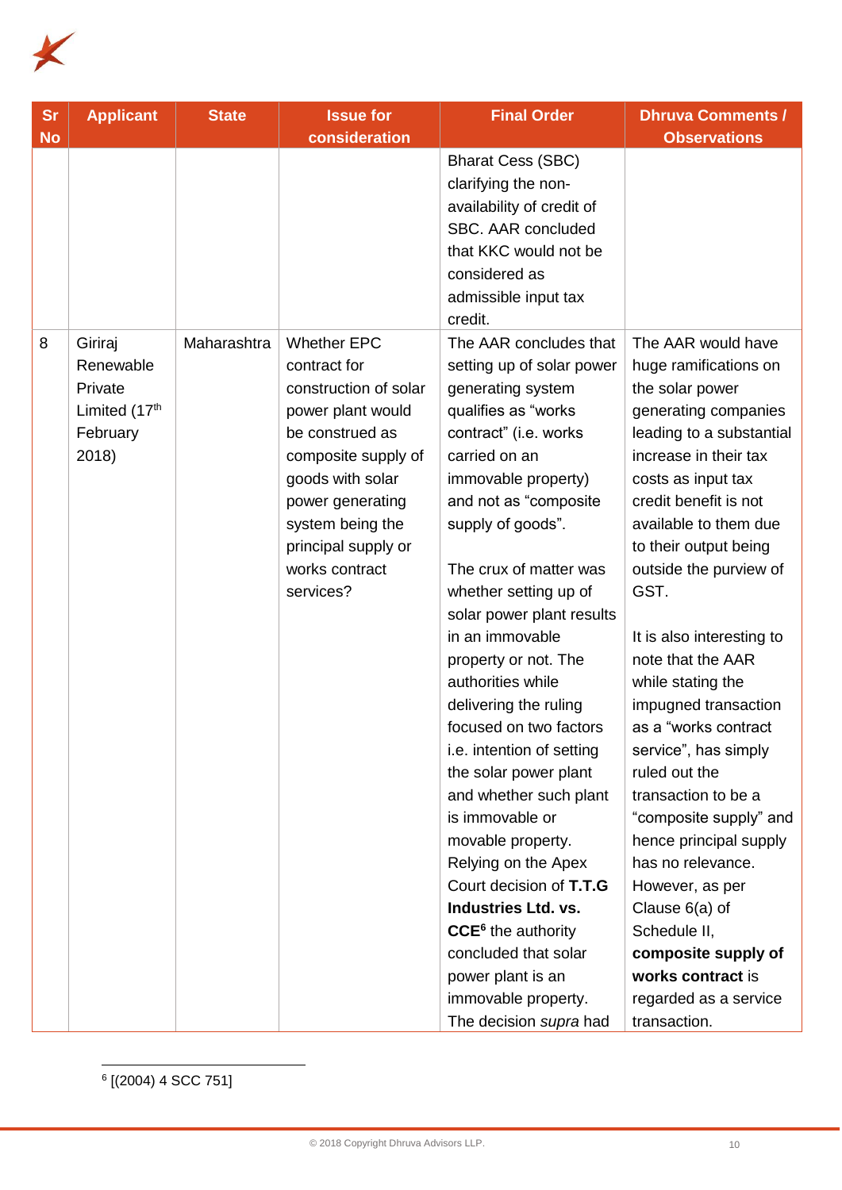| Sr No | Applicant | State | Issue for consideration | Final Order | Dhruva Comments / Observations |
|---|---|---|---|---|---|
| | | | | Bharat Cess (SBC) clarifying the non-availability of credit of SBC. AAR concluded that KKC would not be considered as admissible input tax credit. | |
| 8 | Giriraj Renewable Private Limited (17th February 2018) | Maharashtra | Whether EPC contract for construction of solar power plant would be construed as composite supply of goods with solar power generating system being the principal supply or works contract services? | The AAR concludes that setting up of solar power generating system qualifies as "works contract" (i.e. works carried on an immovable property) and not as "composite supply of goods".<br><br>The crux of matter was whether setting up of solar power plant results in an immovable property or not. The authorities while delivering the ruling focused on two factors i.e. intention of setting the solar power plant and whether such plant is immovable or movable property. Relying on the Apex Court decision of **T.T.G Industries Ltd. vs. CCE**[6] the authority concluded that solar power plant is an immovable property. The decision *supra* had | The AAR would have huge ramifications on the solar power generating companies leading to a substantial increase in their tax costs as input tax credit benefit is not available to them due to their output being outside the purview of GST.<br><br>It is also interesting to note that the AAR while stating the impugned transaction as a "works contract service", has simply ruled out the transaction to be a "composite supply" and hence principal supply has no relevance. However, as per Clause 6(a) of Schedule II, **composite supply of works contract** is regarded as a service transaction. |

[6] [(2004) 4 SCC 751]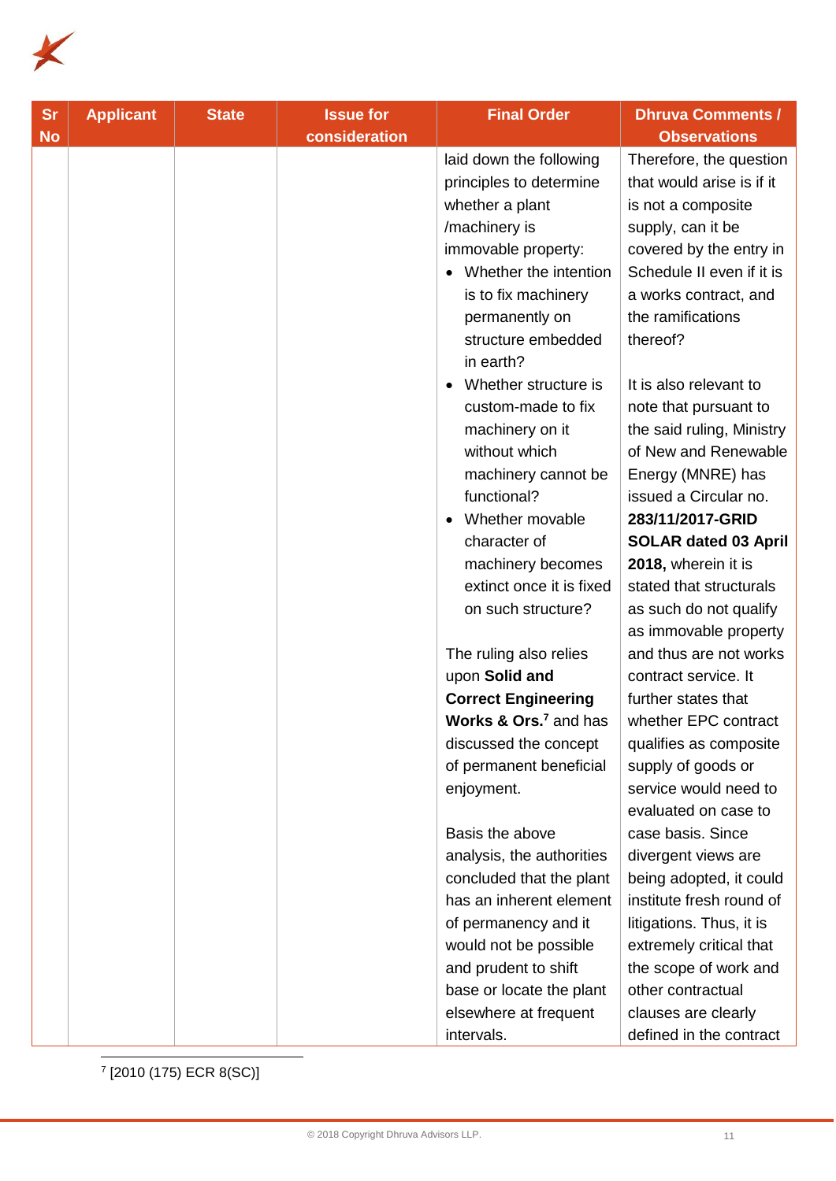| Sr No | Applicant | State | Issue for consideration | Final Order | Dhruva Comments / Observations |
|---|---|---|---|---|---|
| | | | | laid down the following principles to determine whether a plant /machinery is immovable property:<br>• Whether the intention is to fix machinery permanently on structure embedded in earth?<br>• Whether structure is custom-made to fix machinery on it without which machinery cannot be functional?<br>• Whether movable character of machinery becomes extinct once it is fixed on such structure?<br><br>The ruling also relies upon **Solid and Correct Engineering Works & Ors.**[7] and has discussed the concept of permanent beneficial enjoyment.<br><br>Basis the above analysis, the authorities concluded that the plant has an inherent element of permanency and it would not be possible and prudent to shift base or locate the plant elsewhere at frequent intervals. | Therefore, the question that would arise is if it is not a composite supply, can it be covered by the entry in Schedule II even if it is a works contract, and the ramifications thereof?<br><br>It is also relevant to note that pursuant to the said ruling, Ministry of New and Renewable Energy (MNRE) has issued a Circular no. **283/11/2017-GRID SOLAR dated 03 April 2018,** wherein it is stated that structurals as such do not qualify as immovable property and thus are not works contract service. It further states that whether EPC contract qualifies as composite supply of goods or service would need to evaluated on case to case basis. Since divergent views are being adopted, it could institute fresh round of litigations. Thus, it is extremely critical that the scope of work and other contractual clauses are clearly defined in the contract |

[7] [2010 (175) ECR 8(SC)]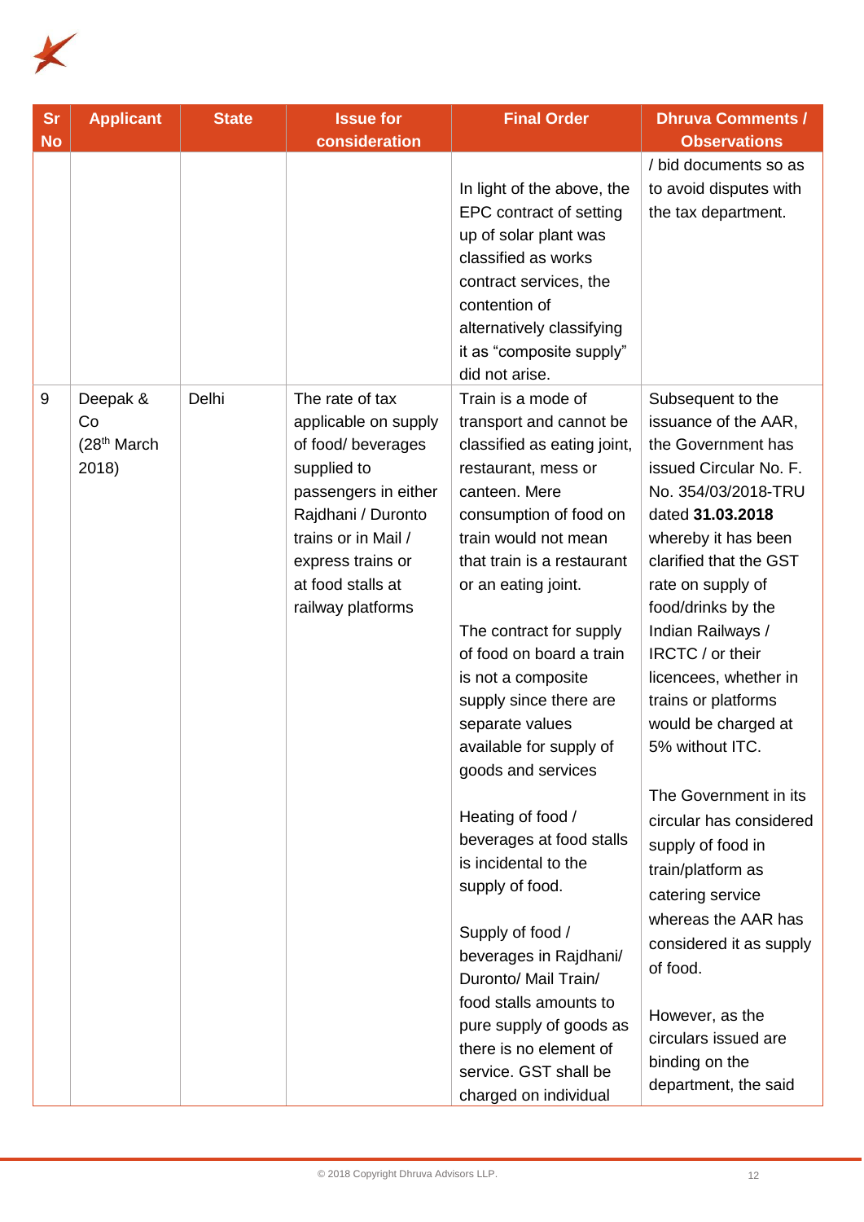| Sr No | Applicant | State | Issue for consideration | Final Order | Dhruva Comments / Observations |
|---|---|---|---|---|---|
| | | | | In light of the above, the EPC contract of setting up of solar plant was classified as works contract services, the contention of alternatively classifying it as "composite supply" did not arise. | / bid documents so as to avoid disputes with the tax department. |
| 9 | Deepak & Co (28th March 2018) | Delhi | The rate of tax applicable on supply of food/ beverages supplied to passengers in either Rajdhani / Duronto trains or in Mail / express trains or at food stalls at railway platforms | Train is a mode of transport and cannot be classified as eating joint, restaurant, mess or canteen. Mere consumption of food on train would not mean that train is a restaurant or an eating joint.<br><br>The contract for supply of food on board a train is not a composite supply since there are separate values available for supply of goods and services<br><br>Heating of food / beverages at food stalls is incidental to the supply of food.<br><br>Supply of food / beverages in Rajdhani/ Duronto/ Mail Train/ food stalls amounts to pure supply of goods as there is no element of service. GST shall be charged on individual | Subsequent to the issuance of the AAR, the Government has issued Circular No. F. No. 354/03/2018-TRU dated **31.03.2018** whereby it has been clarified that the GST rate on supply of food/drinks by the Indian Railways / IRCTC / or their licencees, whether in trains or platforms would be charged at 5% without ITC.<br><br>The Government in its circular has considered supply of food in train/platform as catering service whereas the AAR has considered it as supply of food.<br><br>However, as the circulars issued are binding on the department, the said |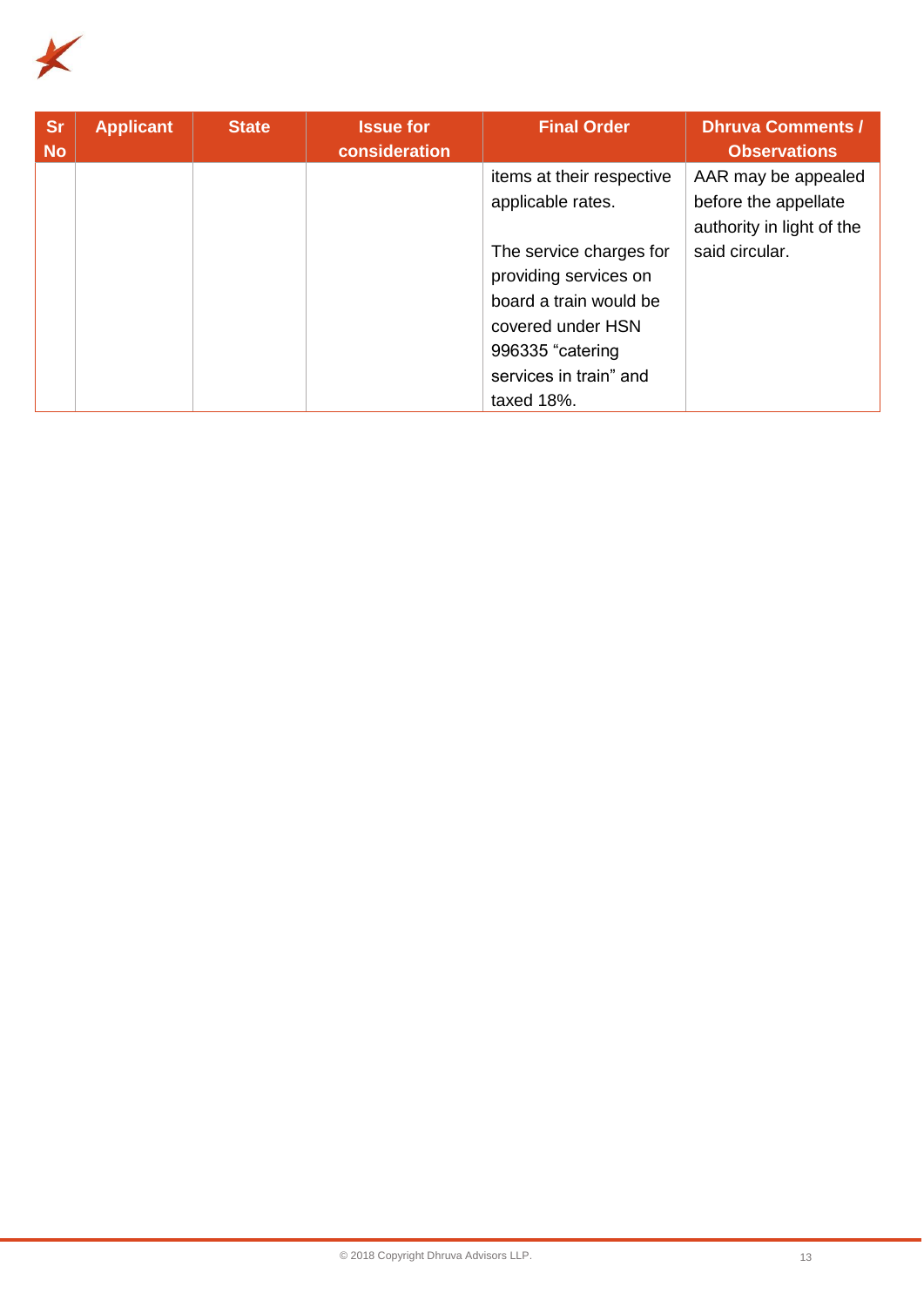| Sr No | Applicant | State | Issue for consideration | Final Order | Dhruva Comments / Observations |
|---|---|---|---|---|---|
| | | | | items at their respective applicable rates.<br><br>The service charges for providing services on board a train would be covered under HSN 996335 "catering services in train" and taxed 18%. | AAR may be appealed before the appellate authority in light of the said circular. |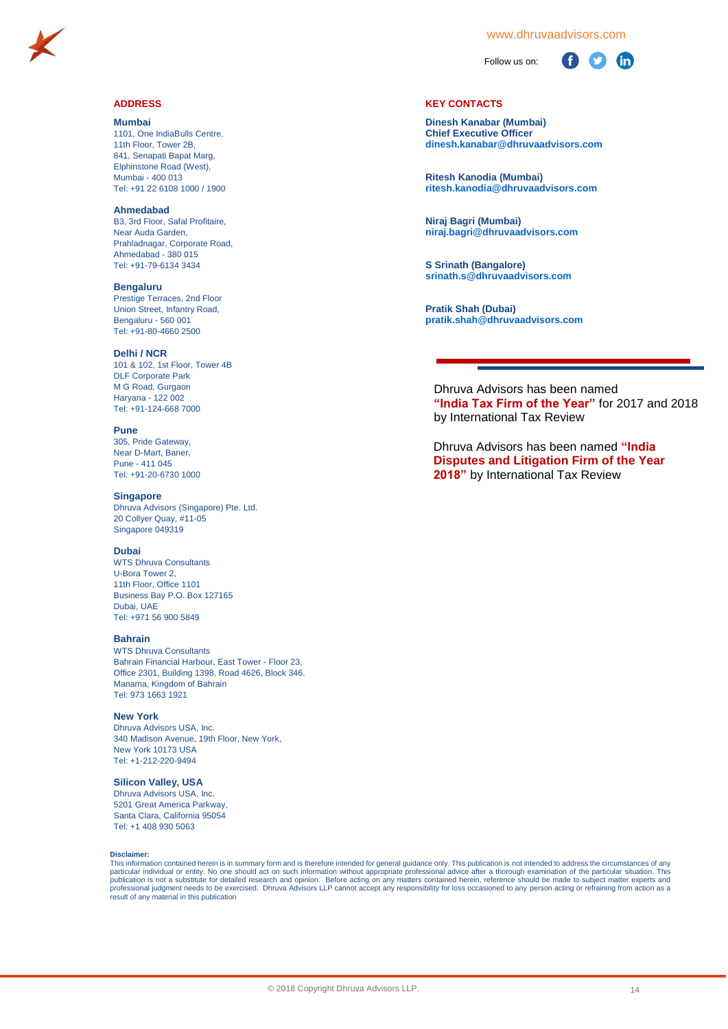www.dhruvaadvisors.com

Follow us on:

## ADDRESS

**Mumbai**
1101, One IndiaBulls Centre,
11th Floor, Tower 2B,
841, Senapati Bapat Marg,
Elphinstone Road (West),
Mumbai - 400 013
Tel: +91 22 6108 1000 / 1900

**Ahmedabad**
B3, 3rd Floor, Safal Profitaire,
Near Auda Garden,
Prahladnagar, Corporate Road,
Ahmedabad - 380 015
Tel: +91-79-6134 3434

**Bengaluru**
Prestige Terraces, 2nd Floor
Union Street, Infantry Road,
Bengaluru - 560 001
Tel: +91-80-4660 2500

**Delhi / NCR**
101 & 102, 1st Floor, Tower 4B
DLF Corporate Park
M G Road, Gurgaon
Haryana - 122 002
Tel: +91-124-668 7000

**Pune**
305, Pride Gateway,
Near D-Mart, Baner,
Pune - 411 045
Tel: +91-20-6730 1000

**Singapore**
Dhruva Advisors (Singapore) Pte. Ltd.
20 Collyer Quay, #11-05
Singapore 049319

**Dubai**
WTS Dhruva Consultants
U-Bora Tower 2,
11th Floor, Office 1101
Business Bay P.O. Box 127165
Dubai, UAE
Tel: +971 56 900 5849

**Bahrain**
WTS Dhruva Consultants
Bahrain Financial Harbour, East Tower - Floor 23,
Office 2301, Building 1398, Road 4626, Block 346.
Manama, Kingdom of Bahrain
Tel: 973 1663 1921

**New York**
Dhruva Advisors USA, Inc.
340 Madison Avenue, 19th Floor, New York,
New York 10173 USA
Tel: +1-212-220-9494

**Silicon Valley, USA**
Dhruva Advisors USA, Inc.
5201 Great America Parkway,
Santa Clara, California 95054
Tel: +1 408 930 5063

## KEY CONTACTS

**Dinesh Kanabar (Mumbai)**
**Chief Executive Officer**
**dinesh.kanabar@dhruvaadvisors.com**

**Ritesh Kanodia (Mumbai)**
**ritesh.kanodia@dhruvaadvisors.com**

**Niraj Bagri (Mumbai)**
**niraj.bagri@dhruvaadvisors.com**

**S Srinath (Bangalore)**
**srinath.s@dhruvaadvisors.com**

**Pratik Shah (Dubai)**
**pratik.shah@dhruvaadvisors.com**

Dhruva Advisors has been named **"India Tax Firm of the Year"** for 2017 and 2018 by International Tax Review

Dhruva Advisors has been named **"India Disputes and Litigation Firm of the Year 2018"** by International Tax Review

**Disclaimer:**
This information contained herein is in summary form and is therefore intended for general guidance only. This publication is not intended to address the circumstances of any particular individual or entity. No one should act on such information without appropriate professional advice after a thorough examination of the particular situation. This publication is not a substitute for detailed research and opinion. Before acting on any matters contained herein, reference should be made to subject matter experts and professional judgment needs to be exercised. Dhruva Advisors LLP cannot accept any responsibility for loss occasioned to any person acting or refraining from action as a result of any material in this publication

© 2018 Copyright Dhruva Advisors LLP.